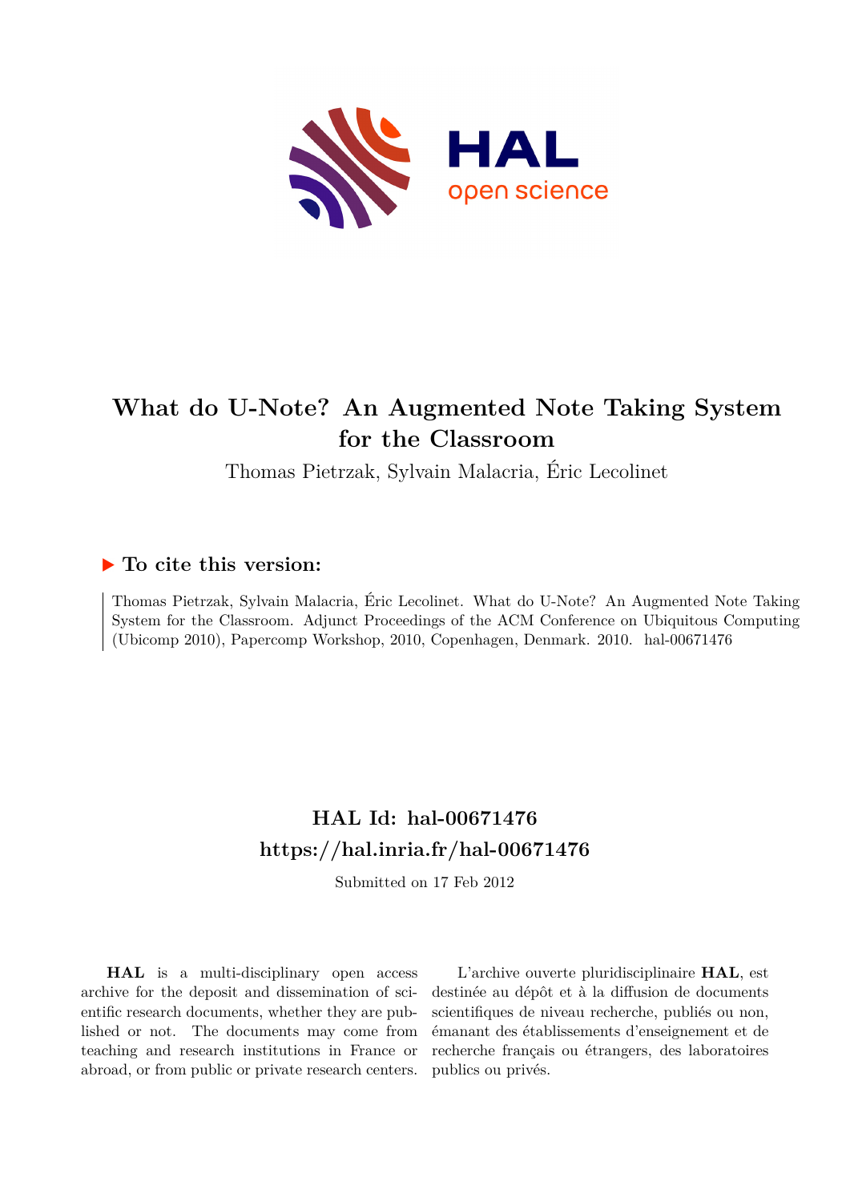# What do U-Note? An Augmented Note Taking System for the Classroom

Thomas Pietrzak, Sylvain Malacria, Éric Lecolinet

## ▶ To cite this version:

Thomas Pietrzak, Sylvain Malacria, Éric Lecolinet. What do U-Note? An Augmented Note Taking System for the Classroom. Adjunct Proceedings of the ACM Conference on Ubiquitous Computing (Ubicomp 2010), Papercomp Workshop, 2010, Copenhagen, Denmark. 2010. hal-00671476

## HAL Id: hal-00671476
## https://hal.inria.fr/hal-00671476

Submitted on 17 Feb 2012

**HAL** is a multi-disciplinary open access archive for the deposit and dissemination of scientific research documents, whether they are published or not. The documents may come from teaching and research institutions in France or abroad, or from public or private research centers.

L'archive ouverte pluridisciplinaire **HAL**, est destinée au dépôt et à la diffusion de documents scientifiques de niveau recherche, publiés ou non, émanant des établissements d'enseignement et de recherche français ou étrangers, des laboratoires publics ou privés.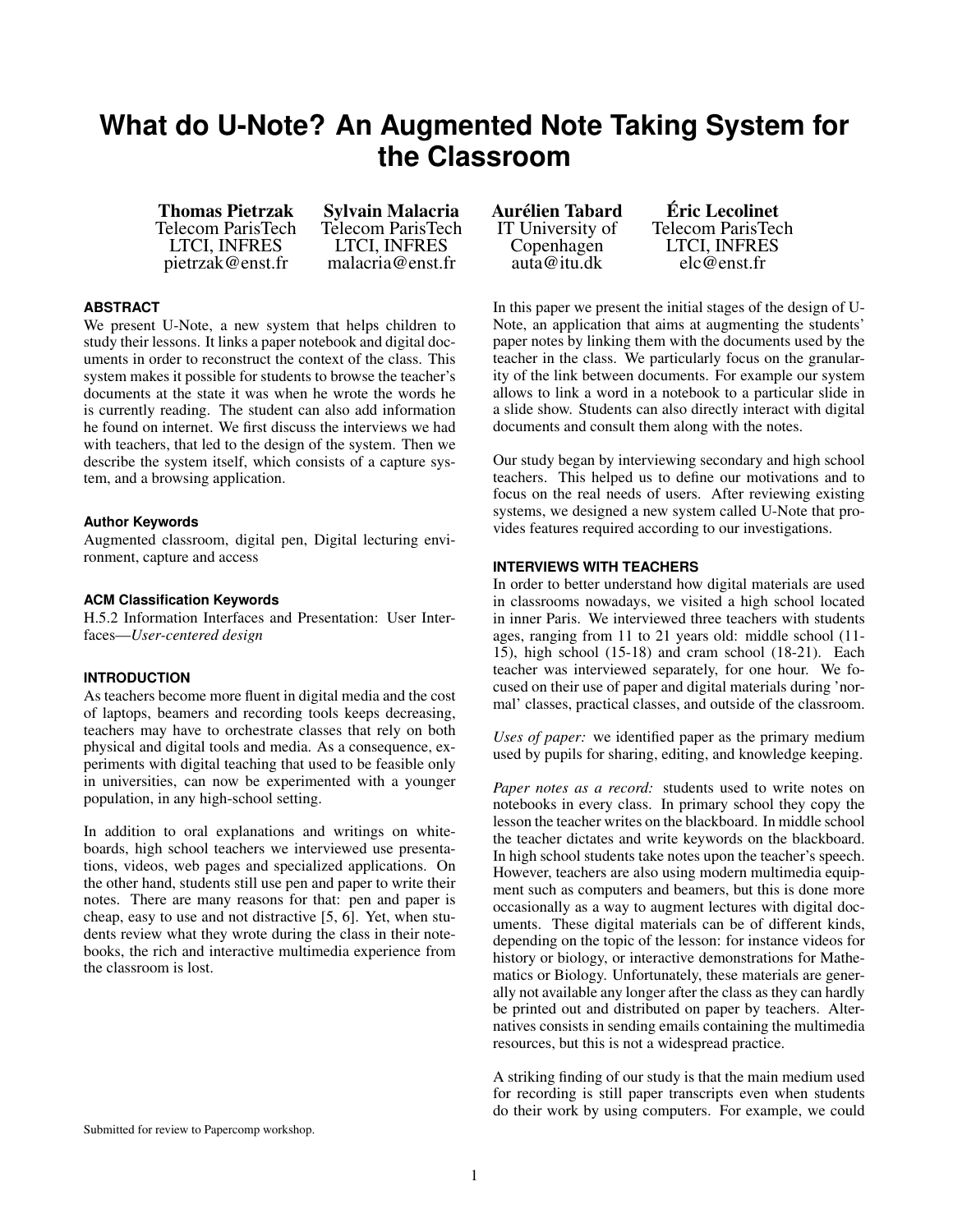# What do U-Note? An Augmented Note Taking System for the Classroom

**Thomas Pietrzak**
Telecom ParisTech
LTCI, INFRES
pietrzak@enst.fr

**Sylvain Malacria**
Telecom ParisTech
LTCI, INFRES
malacria@enst.fr

**Aurélien Tabard**
IT University of
Copenhagen
auta@itu.dk

**Éric Lecolinet**
Telecom ParisTech
LTCI, INFRES
elc@enst.fr

### ABSTRACT

We present U-Note, a new system that helps children to study their lessons. It links a paper notebook and digital documents in order to reconstruct the context of the class. This system makes it possible for students to browse the teacher's documents at the state it was when he wrote the words he is currently reading. The student can also add information he found on internet. We first discuss the interviews we had with teachers, that led to the design of the system. Then we describe the system itself, which consists of a capture system, and a browsing application.

#### Author Keywords

Augmented classroom, digital pen, Digital lecturing environment, capture and access

#### ACM Classification Keywords

H.5.2 Information Interfaces and Presentation: User Interfaces—*User-centered design*

### INTRODUCTION

As teachers become more fluent in digital media and the cost of laptops, beamers and recording tools keeps decreasing, teachers may have to orchestrate classes that rely on both physical and digital tools and media. As a consequence, experiments with digital teaching that used to be feasible only in universities, can now be experimented with a younger population, in any high-school setting.

In addition to oral explanations and writings on whiteboards, high school teachers we interviewed use presentations, videos, web pages and specialized applications. On the other hand, students still use pen and paper to write their notes. There are many reasons for that: pen and paper is cheap, easy to use and not distractive [5, 6]. Yet, when students review what they wrote during the class in their notebooks, the rich and interactive multimedia experience from the classroom is lost.

In this paper we present the initial stages of the design of U-Note, an application that aims at augmenting the students' paper notes by linking them with the documents used by the teacher in the class. We particularly focus on the granularity of the link between documents. For example our system allows to link a word in a notebook to a particular slide in a slide show. Students can also directly interact with digital documents and consult them along with the notes.

Our study began by interviewing secondary and high school teachers. This helped us to define our motivations and to focus on the real needs of users. After reviewing existing systems, we designed a new system called U-Note that provides features required according to our investigations.

### INTERVIEWS WITH TEACHERS

In order to better understand how digital materials are used in classrooms nowadays, we visited a high school located in inner Paris. We interviewed three teachers with students ages, ranging from 11 to 21 years old: middle school (11-15), high school (15-18) and cram school (18-21). Each teacher was interviewed separately, for one hour. We focused on their use of paper and digital materials during 'normal' classes, practical classes, and outside of the classroom.

*Uses of paper:* we identified paper as the primary medium used by pupils for sharing, editing, and knowledge keeping.

*Paper notes as a record:* students used to write notes on notebooks in every class. In primary school they copy the lesson the teacher writes on the blackboard. In middle school the teacher dictates and write keywords on the blackboard. In high school students take notes upon the teacher's speech. However, teachers are also using modern multimedia equipment such as computers and beamers, but this is done more occasionally as a way to augment lectures with digital documents. These digital materials can be of different kinds, depending on the topic of the lesson: for instance videos for history or biology, or interactive demonstrations for Mathematics or Biology. Unfortunately, these materials are generally not available any longer after the class as they can hardly be printed out and distributed on paper by teachers. Alternatives consists in sending emails containing the multimedia resources, but this is not a widespread practice.

A striking finding of our study is that the main medium used for recording is still paper transcripts even when students do their work by using computers. For example, we could

Submitted for review to Papercomp workshop.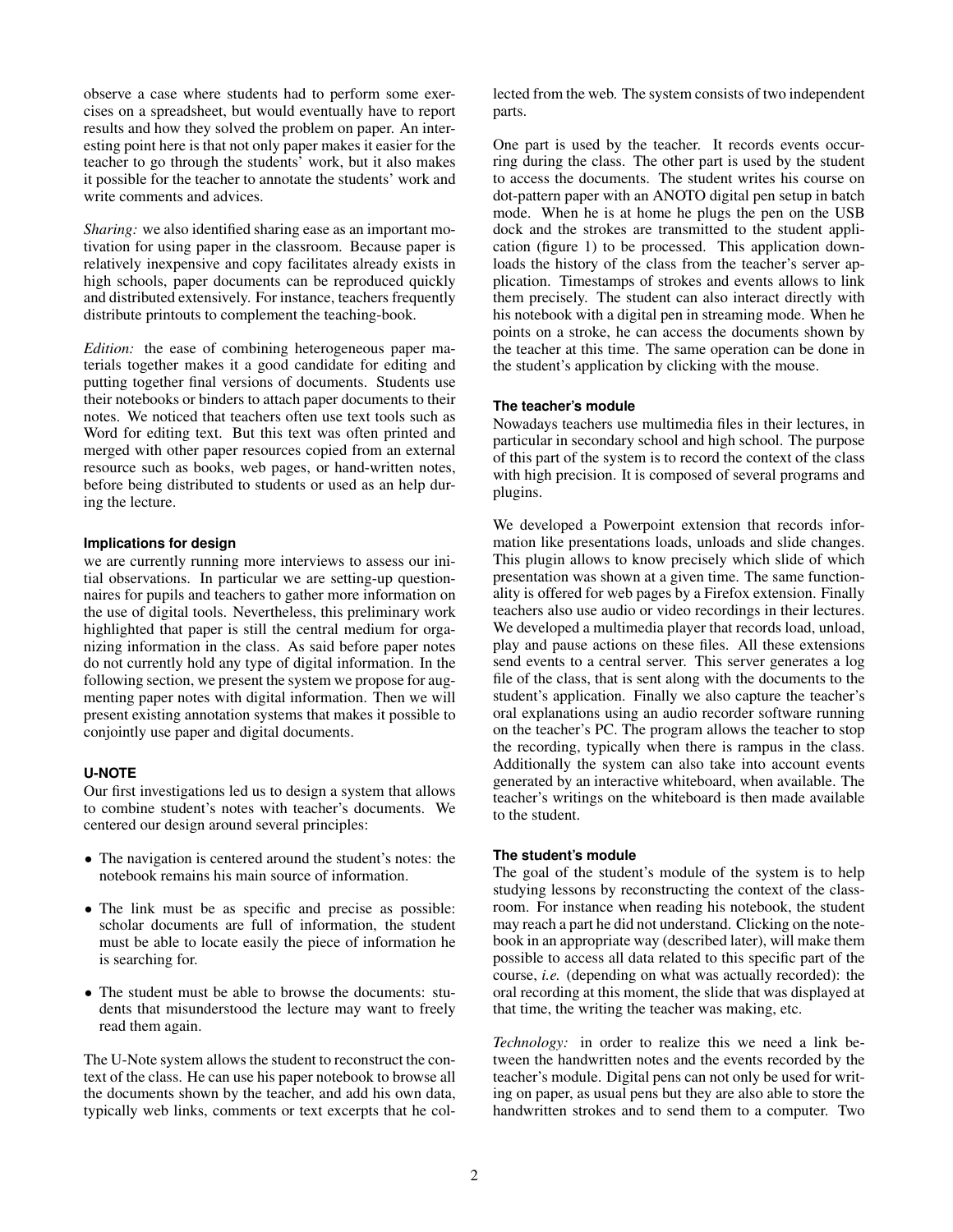observe a case where students had to perform some exercises on a spreadsheet, but would eventually have to report results and how they solved the problem on paper. An interesting point here is that not only paper makes it easier for the teacher to go through the students' work, but it also makes it possible for the teacher to annotate the students' work and write comments and advices.

*Sharing:* we also identified sharing ease as an important motivation for using paper in the classroom. Because paper is relatively inexpensive and copy facilitates already exists in high schools, paper documents can be reproduced quickly and distributed extensively. For instance, teachers frequently distribute printouts to complement the teaching-book.

*Edition:* the ease of combining heterogeneous paper materials together makes it a good candidate for editing and putting together final versions of documents. Students use their notebooks or binders to attach paper documents to their notes. We noticed that teachers often use text tools such as Word for editing text. But this text was often printed and merged with other paper resources copied from an external resource such as books, web pages, or hand-written notes, before being distributed to students or used as an help during the lecture.

### Implications for design

we are currently running more interviews to assess our initial observations. In particular we are setting-up questionnaires for pupils and teachers to gather more information on the use of digital tools. Nevertheless, this preliminary work highlighted that paper is still the central medium for organizing information in the class. As said before paper notes do not currently hold any type of digital information. In the following section, we present the system we propose for augmenting paper notes with digital information. Then we will present existing annotation systems that makes it possible to conjointly use paper and digital documents.

## U-NOTE

Our first investigations led us to design a system that allows to combine student's notes with teacher's documents. We centered our design around several principles:

- The navigation is centered around the student's notes: the notebook remains his main source of information.
- The link must be as specific and precise as possible: scholar documents are full of information, the student must be able to locate easily the piece of information he is searching for.
- The student must be able to browse the documents: students that misunderstood the lecture may want to freely read them again.

The U-Note system allows the student to reconstruct the context of the class. He can use his paper notebook to browse all the documents shown by the teacher, and add his own data, typically web links, comments or text excerpts that he collected from the web. The system consists of two independent parts.

One part is used by the teacher. It records events occurring during the class. The other part is used by the student to access the documents. The student writes his course on dot-pattern paper with an ANOTO digital pen setup in batch mode. When he is at home he plugs the pen on the USB dock and the strokes are transmitted to the student application (figure 1) to be processed. This application downloads the history of the class from the teacher's server application. Timestamps of strokes and events allows to link them precisely. The student can also interact directly with his notebook with a digital pen in streaming mode. When he points on a stroke, he can access the documents shown by the teacher at this time. The same operation can be done in the student's application by clicking with the mouse.

### The teacher's module

Nowadays teachers use multimedia files in their lectures, in particular in secondary school and high school. The purpose of this part of the system is to record the context of the class with high precision. It is composed of several programs and plugins.

We developed a Powerpoint extension that records information like presentations loads, unloads and slide changes. This plugin allows to know precisely which slide of which presentation was shown at a given time. The same functionality is offered for web pages by a Firefox extension. Finally teachers also use audio or video recordings in their lectures. We developed a multimedia player that records load, unload, play and pause actions on these files. All these extensions send events to a central server. This server generates a log file of the class, that is sent along with the documents to the student's application. Finally we also capture the teacher's oral explanations using an audio recorder software running on the teacher's PC. The program allows the teacher to stop the recording, typically when there is rampus in the class. Additionally the system can also take into account events generated by an interactive whiteboard, when available. The teacher's writings on the whiteboard is then made available to the student.

### The student's module

The goal of the student's module of the system is to help studying lessons by reconstructing the context of the classroom. For instance when reading his notebook, the student may reach a part he did not understand. Clicking on the notebook in an appropriate way (described later), will make them possible to access all data related to this specific part of the course, *i.e.* (depending on what was actually recorded): the oral recording at this moment, the slide that was displayed at that time, the writing the teacher was making, etc.

*Technology:* in order to realize this we need a link between the handwritten notes and the events recorded by the teacher's module. Digital pens can not only be used for writing on paper, as usual pens but they are also able to store the handwritten strokes and to send them to a computer. Two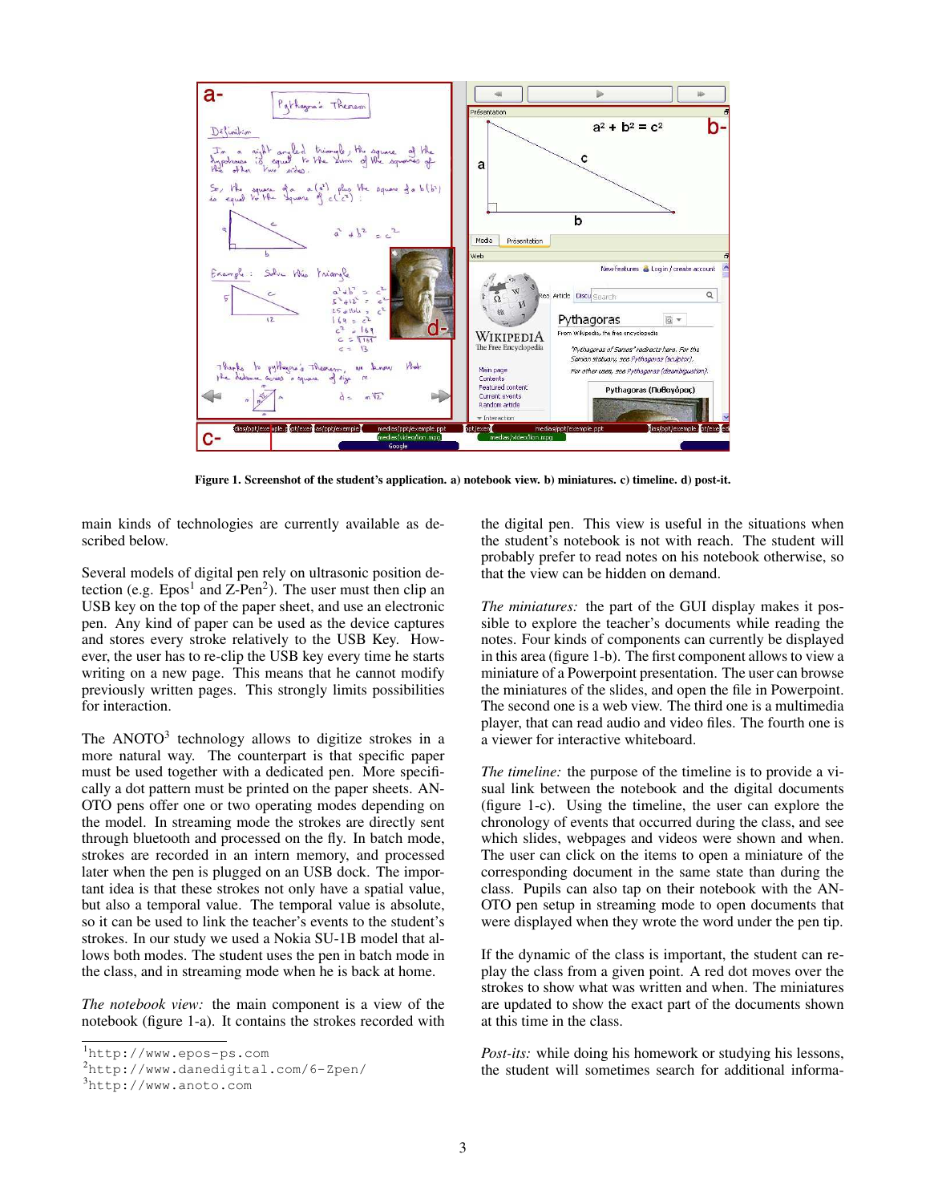Figure 1. Screenshot of the student's application. a) notebook view. b) miniatures. c) timeline. d) post-it.

main kinds of technologies are currently available as described below.

Several models of digital pen rely on ultrasonic position detection (e.g. Epos[1] and Z-Pen[2]). The user must then clip an USB key on the top of the paper sheet, and use an electronic pen. Any kind of paper can be used as the device captures and stores every stroke relatively to the USB Key. However, the user has to re-clip the USB key every time he starts writing on a new page. This means that he cannot modify previously written pages. This strongly limits possibilities for interaction.

The ANOTO[3] technology allows to digitize strokes in a more natural way. The counterpart is that specific paper must be used together with a dedicated pen. More specifically a dot pattern must be printed on the paper sheets. ANOTO pens offer one or two operating modes depending on the model. In streaming mode the strokes are directly sent through bluetooth and processed on the fly. In batch mode, strokes are recorded in an intern memory, and processed later when the pen is plugged on an USB dock. The important idea is that these strokes not only have a spatial value, but also a temporal value. The temporal value is absolute, so it can be used to link the teacher's events to the student's strokes. In our study we used a Nokia SU-1B model that allows both modes. The student uses the pen in batch mode in the class, and in streaming mode when he is back at home.

*The notebook view:* the main component is a view of the notebook (figure 1-a). It contains the strokes recorded with the digital pen. This view is useful in the situations when the student's notebook is not with reach. The student will probably prefer to read notes on his notebook otherwise, so that the view can be hidden on demand.

*The miniatures:* the part of the GUI display makes it possible to explore the teacher's documents while reading the notes. Four kinds of components can currently be displayed in this area (figure 1-b). The first component allows to view a miniature of a Powerpoint presentation. The user can browse the miniatures of the slides, and open the file in Powerpoint. The second one is a web view. The third one is a multimedia player, that can read audio and video files. The fourth one is a viewer for interactive whiteboard.

*The timeline:* the purpose of the timeline is to provide a visual link between the notebook and the digital documents (figure 1-c). Using the timeline, the user can explore the chronology of events that occurred during the class, and see which slides, webpages and videos were shown and when. The user can click on the items to open a miniature of the corresponding document in the same state than during the class. Pupils can also tap on their notebook with the ANOTO pen setup in streaming mode to open documents that were displayed when they wrote the word under the pen tip.

If the dynamic of the class is important, the student can replay the class from a given point. A red dot moves over the strokes to show what was written and when. The miniatures are updated to show the exact part of the documents shown at this time in the class.

*Post-its:* while doing his homework or studying his lessons, the student will sometimes search for additional informa-

[1] http://www.epos-ps.com
[2] http://www.danedigital.com/6-Zpen/
[3] http://www.anoto.com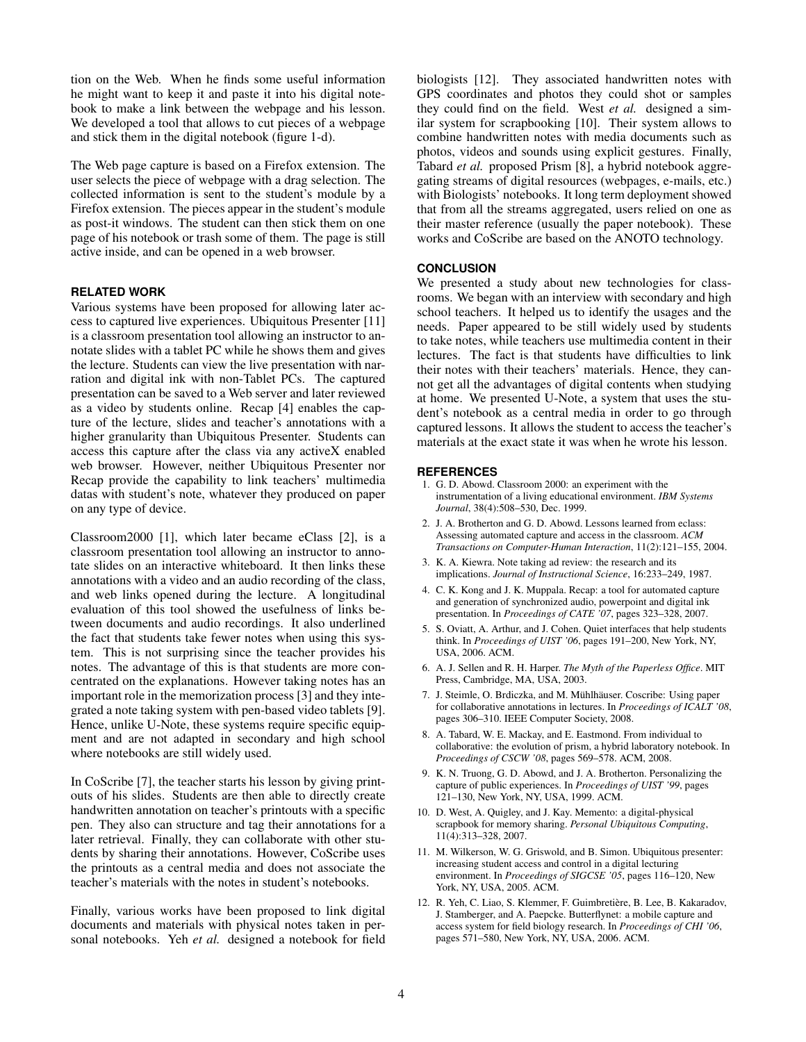tion on the Web. When he finds some useful information he might want to keep it and paste it into his digital notebook to make a link between the webpage and his lesson. We developed a tool that allows to cut pieces of a webpage and stick them in the digital notebook (figure 1-d).

The Web page capture is based on a Firefox extension. The user selects the piece of webpage with a drag selection. The collected information is sent to the student's module by a Firefox extension. The pieces appear in the student's module as post-it windows. The student can then stick them on one page of his notebook or trash some of them. The page is still active inside, and can be opened in a web browser.

## RELATED WORK

Various systems have been proposed for allowing later access to captured live experiences. Ubiquitous Presenter [11] is a classroom presentation tool allowing an instructor to annotate slides with a tablet PC while he shows them and gives the lecture. Students can view the live presentation with narration and digital ink with non-Tablet PCs. The captured presentation can be saved to a Web server and later reviewed as a video by students online. Recap [4] enables the capture of the lecture, slides and teacher's annotations with a higher granularity than Ubiquitous Presenter. Students can access this capture after the class via any activeX enabled web browser. However, neither Ubiquitous Presenter nor Recap provide the capability to link teachers' multimedia datas with student's note, whatever they produced on paper on any type of device.

Classroom2000 [1], which later became eClass [2], is a classroom presentation tool allowing an instructor to annotate slides on an interactive whiteboard. It then links these annotations with a video and an audio recording of the class, and web links opened during the lecture. A longitudinal evaluation of this tool showed the usefulness of links between documents and audio recordings. It also underlined the fact that students take fewer notes when using this system. This is not surprising since the teacher provides his notes. The advantage of this is that students are more concentrated on the explanations. However taking notes has an important role in the memorization process [3] and they integrated a note taking system with pen-based video tablets [9]. Hence, unlike U-Note, these systems require specific equipment and are not adapted in secondary and high school where notebooks are still widely used.

In CoScribe [7], the teacher starts his lesson by giving printouts of his slides. Students are then able to directly create handwritten annotation on teacher's printouts with a specific pen. They also can structure and tag their annotations for a later retrieval. Finally, they can collaborate with other students by sharing their annotations. However, CoScribe uses the printouts as a central media and does not associate the teacher's materials with the notes in student's notebooks.

Finally, various works have been proposed to link digital documents and materials with physical notes taken in personal notebooks. Yeh *et al.* designed a notebook for field biologists [12]. They associated handwritten notes with GPS coordinates and photos they could shot or samples they could find on the field. West *et al.* designed a similar system for scrapbooking [10]. Their system allows to combine handwritten notes with media documents such as photos, videos and sounds using explicit gestures. Finally, Tabard *et al.* proposed Prism [8], a hybrid notebook aggregating streams of digital resources (webpages, e-mails, etc.) with Biologists' notebooks. It long term deployment showed that from all the streams aggregated, users relied on one as their master reference (usually the paper notebook). These works and CoScribe are based on the ANOTO technology.

## CONCLUSION

We presented a study about new technologies for classrooms. We began with an interview with secondary and high school teachers. It helped us to identify the usages and the needs. Paper appeared to be still widely used by students to take notes, while teachers use multimedia content in their lectures. The fact is that students have difficulties to link their notes with their teachers' materials. Hence, they cannot get all the advantages of digital contents when studying at home. We presented U-Note, a system that uses the student's notebook as a central media in order to go through captured lessons. It allows the student to access the teacher's materials at the exact state it was when he wrote his lesson.

## REFERENCES

1. G. D. Abowd. Classroom 2000: an experiment with the instrumentation of a living educational environment. *IBM Systems Journal*, 38(4):508–530, Dec. 1999.
2. J. A. Brotherton and G. D. Abowd. Lessons learned from eclass: Assessing automated capture and access in the classroom. *ACM Transactions on Computer-Human Interaction*, 11(2):121–155, 2004.
3. K. A. Kiewra. Note taking ad review: the research and its implications. *Journal of Instructional Science*, 16:233–249, 1987.
4. C. K. Kong and J. K. Muppala. Recap: a tool for automated capture and generation of synchronized audio, powerpoint and digital ink presentation. In *Proceedings of CATE '07*, pages 323–328, 2007.
5. S. Oviatt, A. Arthur, and J. Cohen. Quiet interfaces that help students think. In *Proceedings of UIST '06*, pages 191–200, New York, NY, USA, 2006. ACM.
6. A. J. Sellen and R. H. Harper. *The Myth of the Paperless Office*. MIT Press, Cambridge, MA, USA, 2003.
7. J. Steimle, O. Brdiczka, and M. Mühlhäuser. Coscribe: Using paper for collaborative annotations in lectures. In *Proceedings of ICALT '08*, pages 306–310. IEEE Computer Society, 2008.
8. A. Tabard, W. E. Mackay, and E. Eastmond. From individual to collaborative: the evolution of prism, a hybrid laboratory notebook. In *Proceedings of CSCW '08*, pages 569–578. ACM, 2008.
9. K. N. Truong, G. D. Abowd, and J. A. Brotherton. Personalizing the capture of public experiences. In *Proceedings of UIST '99*, pages 121–130, New York, NY, USA, 1999. ACM.
10. D. West, A. Quigley, and J. Kay. Memento: a digital-physical scrapbook for memory sharing. *Personal Ubiquitous Computing*, 11(4):313–328, 2007.
11. M. Wilkerson, W. G. Griswold, and B. Simon. Ubiquitous presenter: increasing student access and control in a digital lecturing environment. In *Proceedings of SIGCSE '05*, pages 116–120, New York, NY, USA, 2005. ACM.
12. R. Yeh, C. Liao, S. Klemmer, F. Guimbretière, B. Lee, B. Kakaradov, J. Stamberger, and A. Paepcke. Butterflynet: a mobile capture and access system for field biology research. In *Proceedings of CHI '06*, pages 571–580, New York, NY, USA, 2006. ACM.